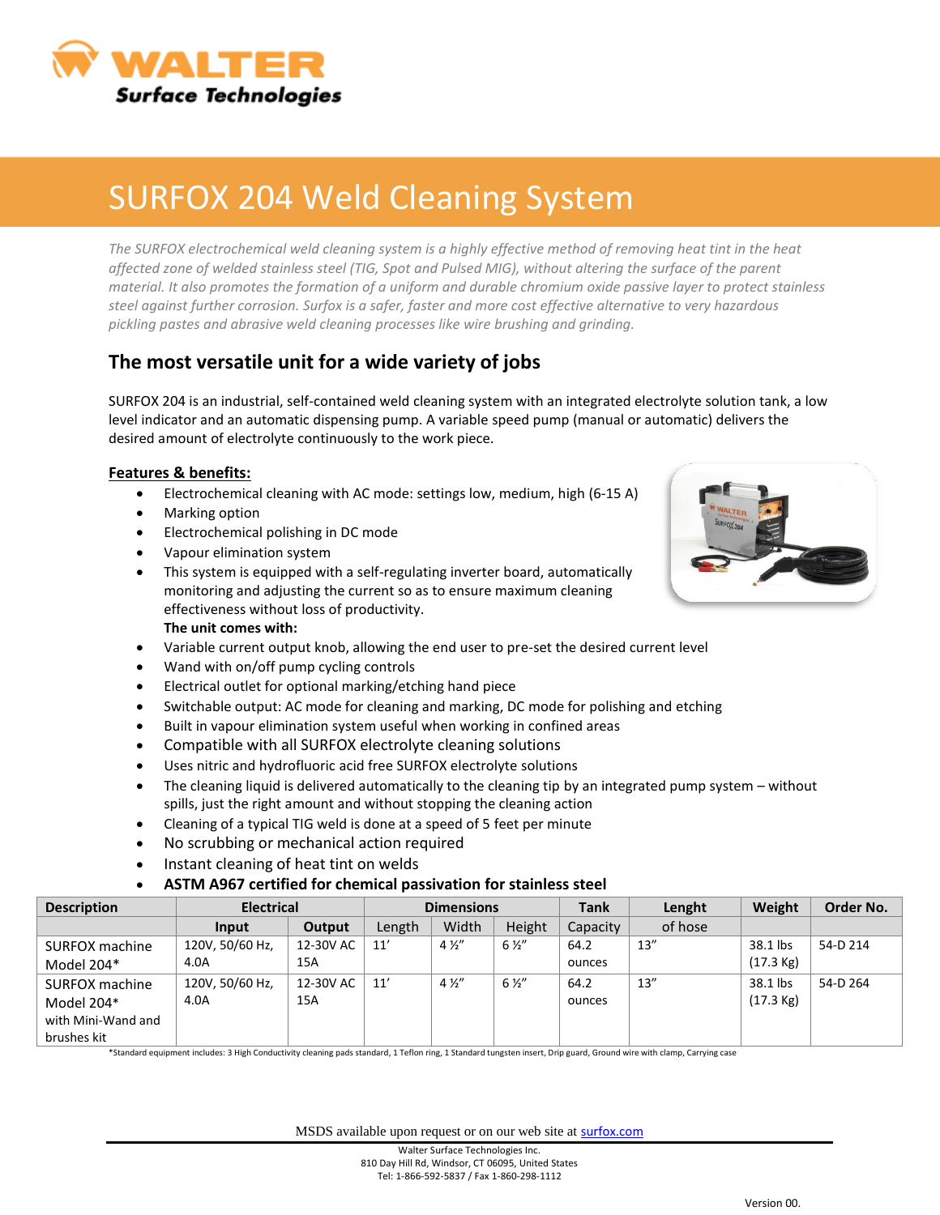WALTER Surface Technologies

# SURFOX 204 Weld Cleaning System

*The SURFOX electrochemical weld cleaning system is a highly effective method of removing heat tint in the heat affected zone of welded stainless steel (TIG, Spot and Pulsed MIG), without altering the surface of the parent material. It also promotes the formation of a uniform and durable chromium oxide passive layer to protect stainless steel against further corrosion. Surfox is a safer, faster and more cost effective alternative to very hazardous pickling pastes and abrasive weld cleaning processes like wire brushing and grinding.*

## The most versatile unit for a wide variety of jobs

SURFOX 204 is an industrial, self-contained weld cleaning system with an integrated electrolyte solution tank, a low level indicator and an automatic dispensing pump. A variable speed pump (manual or automatic) delivers the desired amount of electrolyte continuously to the work piece.

**Features & benefits:**

- Electrochemical cleaning with AC mode: settings low, medium, high (6-15 A)
- Marking option
- Electrochemical polishing in DC mode
- Vapour elimination system
- This system is equipped with a self-regulating inverter board, automatically monitoring and adjusting the current so as to ensure maximum cleaning effectiveness without loss of productivity.

**The unit comes with:**

- Variable current output knob, allowing the end user to pre-set the desired current level
- Wand with on/off pump cycling controls
- Electrical outlet for optional marking/etching hand piece
- Switchable output: AC mode for cleaning and marking, DC mode for polishing and etching
- Built in vapour elimination system useful when working in confined areas
- Compatible with all SURFOX electrolyte cleaning solutions
- Uses nitric and hydrofluoric acid free SURFOX electrolyte solutions
- The cleaning liquid is delivered automatically to the cleaning tip by an integrated pump system – without spills, just the right amount and without stopping the cleaning action
- Cleaning of a typical TIG weld is done at a speed of 5 feet per minute
- No scrubbing or mechanical action required
- Instant cleaning of heat tint on welds
- **ASTM A967 certified for chemical passivation for stainless steel**

| Description | Electrical | | Dimensions | | | Tank | Lenght | Weight | Order No. |
|---|---|---|---|---|---|---|---|---|---|
| | Input | Output | Length | Width | Height | Capacity | of hose | | |
| SURFOX machine Model 204* | 120V, 50/60 Hz, 4.0A | 12-30V AC 15A | 11' | 4 ½" | 6 ½" | 64.2 ounces | 13" | 38.1 lbs (17.3 Kg) | 54-D 214 |
| SURFOX machine Model 204* with Mini-Wand and brushes kit | 120V, 50/60 Hz, 4.0A | 12-30V AC 15A | 11' | 4 ½" | 6 ½" | 64.2 ounces | 13" | 38.1 lbs (17.3 Kg) | 54-D 264 |

*Standard equipment includes: 3 High Conductivity cleaning pads standard, 1 Teflon ring, 1 Standard tungsten insert, Drip guard, Ground wire with clamp, Carrying case

MSDS available upon request or on our web site at surfox.com

Walter Surface Technologies Inc.
810 Day Hill Rd, Windsor, CT 06095, United States
Tel: 1-866-592-5837 / Fax 1-860-298-1112

Version 00.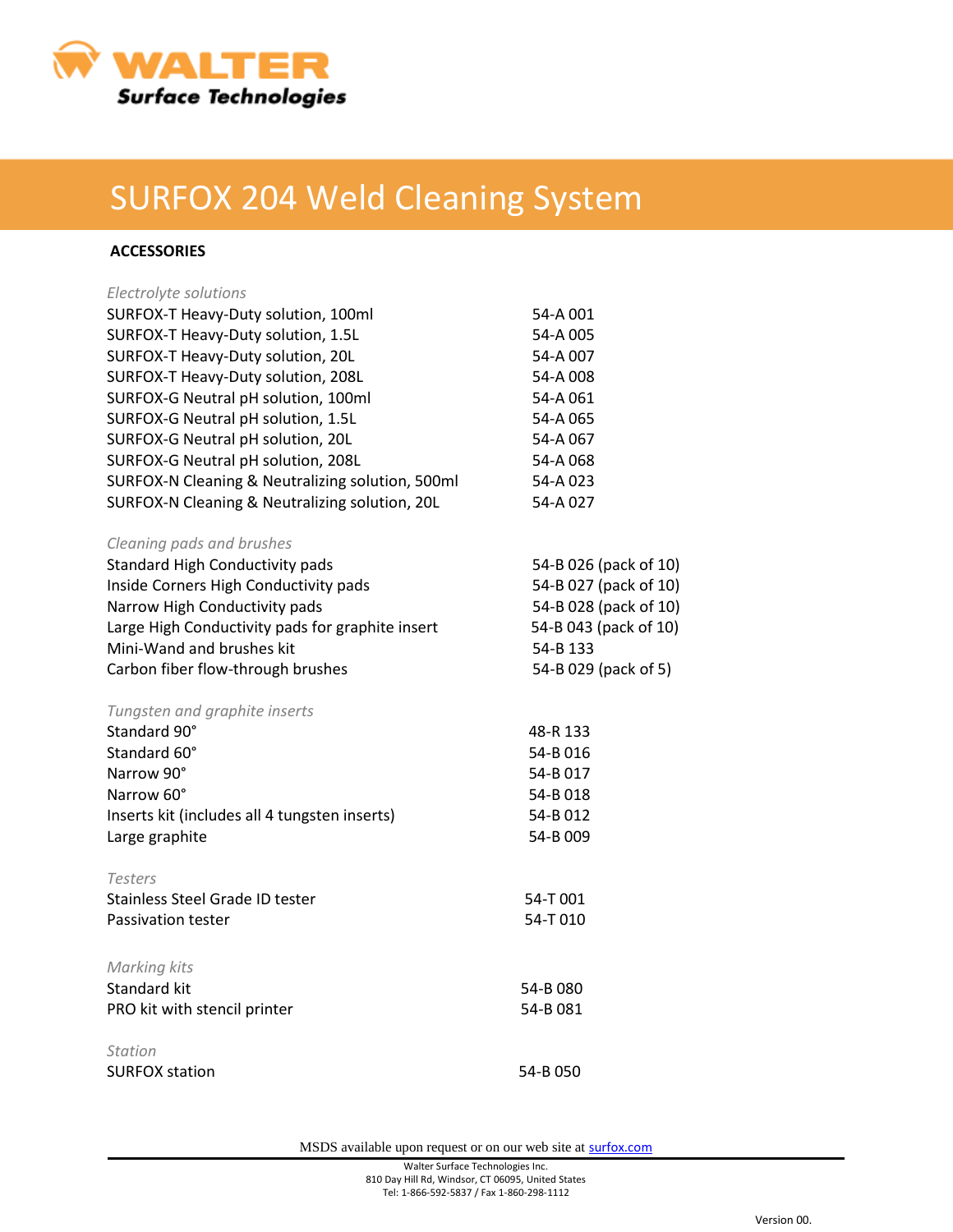# SURFOX 204 Weld Cleaning System

**ACCESSORIES**

| | |
|---|---|
| *Electrolyte solutions* | |
| SURFOX-T Heavy-Duty solution, 100ml | 54-A 001 |
| SURFOX-T Heavy-Duty solution, 1.5L | 54-A 005 |
| SURFOX-T Heavy-Duty solution, 20L | 54-A 007 |
| SURFOX-T Heavy-Duty solution, 208L | 54-A 008 |
| SURFOX-G Neutral pH solution, 100ml | 54-A 061 |
| SURFOX-G Neutral pH solution, 1.5L | 54-A 065 |
| SURFOX-G Neutral pH solution, 20L | 54-A 067 |
| SURFOX-G Neutral pH solution, 208L | 54-A 068 |
| SURFOX-N Cleaning & Neutralizing solution, 500ml | 54-A 023 |
| SURFOX-N Cleaning & Neutralizing solution, 20L | 54-A 027 |
| *Cleaning pads and brushes* | |
| Standard High Conductivity pads | 54-B 026 (pack of 10) |
| Inside Corners High Conductivity pads | 54-B 027 (pack of 10) |
| Narrow High Conductivity pads | 54-B 028 (pack of 10) |
| Large High Conductivity pads for graphite insert | 54-B 043 (pack of 10) |
| Mini-Wand and brushes kit | 54-B 133 |
| Carbon fiber flow-through brushes | 54-B 029 (pack of 5) |
| *Tungsten and graphite inserts* | |
| Standard 90° | 48-R 133 |
| Standard 60° | 54-B 016 |
| Narrow 90° | 54-B 017 |
| Narrow 60° | 54-B 018 |
| Inserts kit (includes all 4 tungsten inserts) | 54-B 012 |
| Large graphite | 54-B 009 |
| *Testers* | |
| Stainless Steel Grade ID tester | 54-T 001 |
| Passivation tester | 54-T 010 |
| *Marking kits* | |
| Standard kit | 54-B 080 |
| PRO kit with stencil printer | 54-B 081 |
| *Station* | |
| SURFOX station | 54-B 050 |

MSDS available upon request or on our web site at surfox.com

Walter Surface Technologies Inc.
810 Day Hill Rd, Windsor, CT 06095, United States
Tel: 1-866-592-5837 / Fax 1-860-298-1112

Version 00.